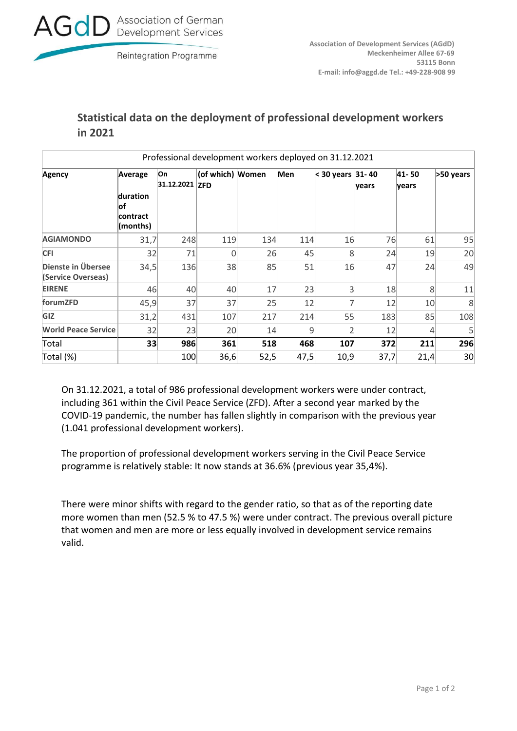AGdD Association of German Development Services

Reintegration Programme

**Association of Development Services (AGdD)**
**Meckenheimer Allee 67-69**
**53115 Bonn**
**E-mail: info@aggd.de Tel.: +49-228-908 99**

## Statistical data on the deployment of professional development workers in 2021

| Professional development workers deployed on 31.12.2021 | | | | | | | | | |
|---|---|---|---|---|---|---|---|---|---|
| **Agency** | **Average duration of contract (months)** | **On 31.12.2021** | **(of which) ZFD** | **Women** | **Men** | **< 30 years** | **31- 40 years** | **41- 50 years** | **>50 years** |
| **AGIAMONDO** | 31,7 | 248 | 119 | 134 | 114 | 16 | 76 | 61 | 95 |
| **CFI** | 32 | 71 | 0 | 26 | 45 | 8 | 24 | 19 | 20 |
| **Dienste in Übersee (Service Overseas)** | 34,5 | 136 | 38 | 85 | 51 | 16 | 47 | 24 | 49 |
| **EIRENE** | 46 | 40 | 40 | 17 | 23 | 3 | 18 | 8 | 11 |
| **forumZFD** | 45,9 | 37 | 37 | 25 | 12 | 7 | 12 | 10 | 8 |
| **GIZ** | 31,2 | 431 | 107 | 217 | 214 | 55 | 183 | 85 | 108 |
| **World Peace Service** | 32 | 23 | 20 | 14 | 9 | 2 | 12 | 4 | 5 |
| Total | **33** | **986** | **361** | **518** | **468** | **107** | **372** | **211** | **296** |
| Total (%) | | 100 | 36,6 | 52,5 | 47,5 | 10,9 | 37,7 | 21,4 | 30 |

On 31.12.2021, a total of 986 professional development workers were under contract, including 361 within the Civil Peace Service (ZFD). After a second year marked by the COVID-19 pandemic, the number has fallen slightly in comparison with the previous year (1.041 professional development workers).

The proportion of professional development workers serving in the Civil Peace Service programme is relatively stable: It now stands at 36.6% (previous year 35,4%).

There were minor shifts with regard to the gender ratio, so that as of the reporting date more women than men (52.5 % to 47.5 %) were under contract. The previous overall picture that women and men are more or less equally involved in development service remains valid.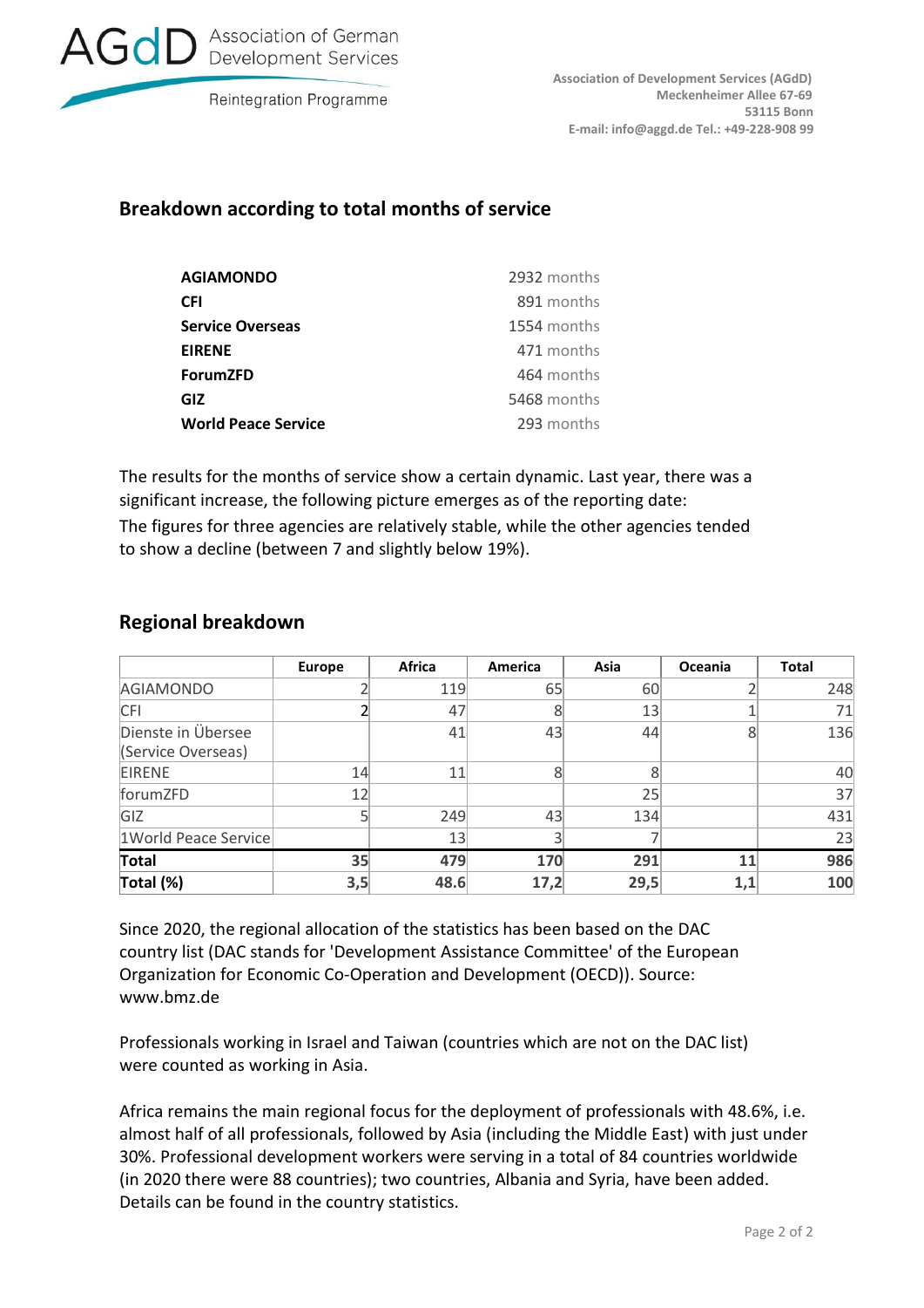AGdD Association of German Development Services

Reintegration Programme

**Association of Development Services (AGdD)**
**Meckenheimer Allee 67-69**
**53115 Bonn**
**E-mail: info@aggd.de Tel.: +49-228-908 99**

## Breakdown according to total months of service

| | |
|---|---|
| **AGIAMONDO** | 2932 months |
| **CFI** | 891 months |
| **Service Overseas** | 1554 months |
| **EIRENE** | 471 months |
| **ForumZFD** | 464 months |
| **GIZ** | 5468 months |
| **World Peace Service** | 293 months |

The results for the months of service show a certain dynamic. Last year, there was a significant increase, the following picture emerges as of the reporting date:
The figures for three agencies are relatively stable, while the other agencies tended to show a decline (between 7 and slightly below 19%).

## Regional breakdown

| | Europe | Africa | America | Asia | Oceania | Total |
|---|---|---|---|---|---|---|
| AGIAMONDO | 2 | 119 | 65 | 60 | 2 | 248 |
| CFI | 2 | 47 | 8 | 13 | 1 | 71 |
| Dienste in Übersee (Service Overseas) | | 41 | 43 | 44 | 8 | 136 |
| EIRENE | 14 | 11 | 8 | 8 | | 40 |
| forumZFD | 12 | | | 25 | | 37 |
| GIZ | 5 | 249 | 43 | 134 | | 431 |
| 1World Peace Service | | 13 | 3 | 7 | | 23 |
| **Total** | **35** | **479** | **170** | **291** | **11** | **986** |
| **Total (%)** | **3,5** | **48.6** | **17,2** | **29,5** | **1,1** | **100** |

Since 2020, the regional allocation of the statistics has been based on the DAC country list (DAC stands for 'Development Assistance Committee' of the European Organization for Economic Co-Operation and Development (OECD)). Source: www.bmz.de

Professionals working in Israel and Taiwan (countries which are not on the DAC list) were counted as working in Asia.

Africa remains the main regional focus for the deployment of professionals with 48.6%, i.e. almost half of all professionals, followed by Asia (including the Middle East) with just under 30%. Professional development workers were serving in a total of 84 countries worldwide (in 2020 there were 88 countries); two countries, Albania and Syria, have been added. Details can be found in the country statistics.